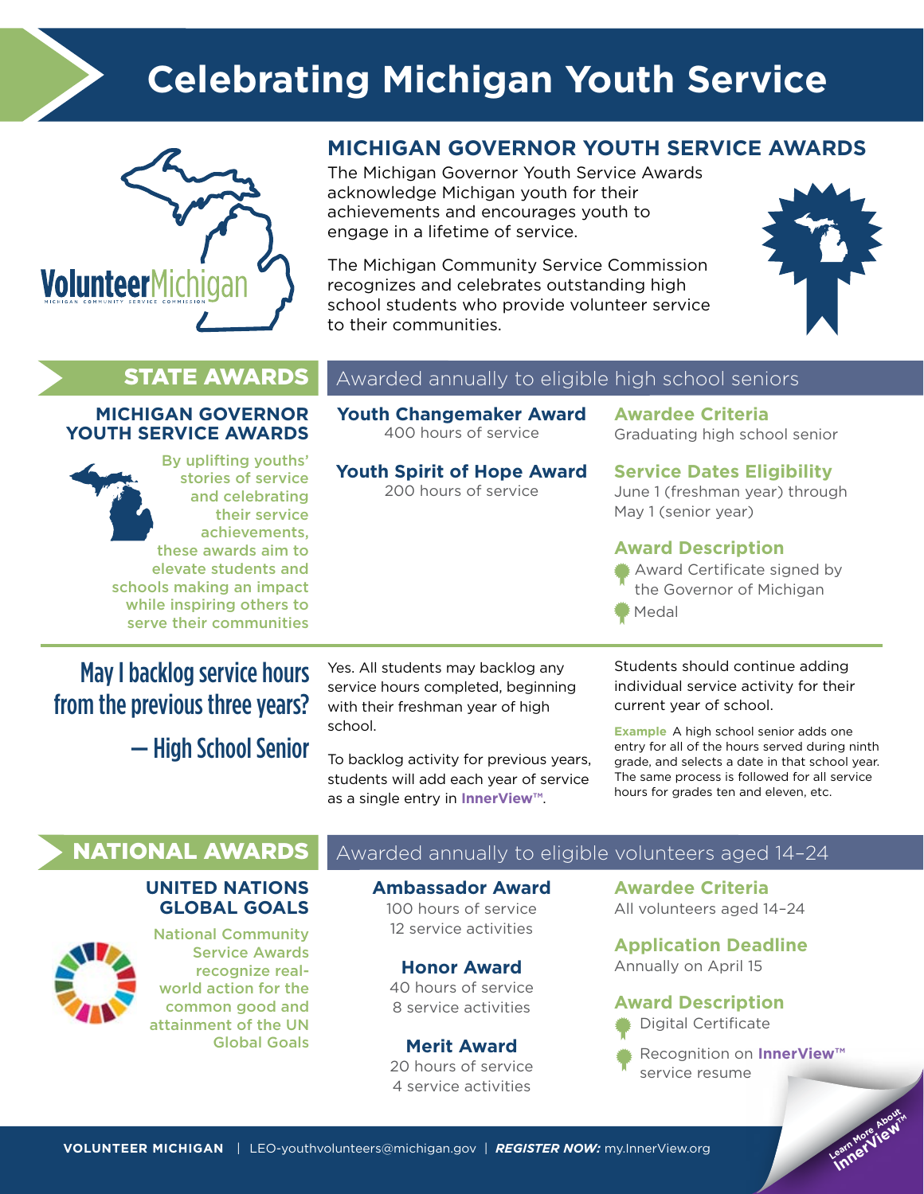# Celebrating Michigan Youth Service

VolunteerMichigan
MICHIGAN COMMUNITY SERVICE COMMISSION

## MICHIGAN GOVERNOR YOUTH SERVICE AWARDS

The Michigan Governor Youth Service Awards acknowledge Michigan youth for their achievements and encourages youth to engage in a lifetime of service.

The Michigan Community Service Commission recognizes and celebrates outstanding high school students who provide volunteer service to their communities.

## STATE AWARDS

Awarded annually to eligible high school seniors

### MICHIGAN GOVERNOR YOUTH SERVICE AWARDS

By uplifting youths' stories of service and celebrating their service achievements, these awards aim to elevate students and schools making an impact while inspiring others to serve their communities

**Youth Changemaker Award**
400 hours of service

**Youth Spirit of Hope Award**
200 hours of service

**Awardee Criteria**
Graduating high school senior

**Service Dates Eligibility**
June 1 (freshman year) through May 1 (senior year)

**Award Description**
- Award Certificate signed by the Governor of Michigan
- Medal

### May I backlog service hours from the previous three years?
— High School Senior

Yes. All students may backlog any service hours completed, beginning with their freshman year of high school.

To backlog activity for previous years, students will add each year of service as a single entry in **InnerView™**.

Students should continue adding individual service activity for their current year of school.

**Example** A high school senior adds one entry for all of the hours served during ninth grade, and selects a date in that school year. The same process is followed for all service hours for grades ten and eleven, etc.

## NATIONAL AWARDS

Awarded annually to eligible volunteers aged 14–24

### UNITED NATIONS GLOBAL GOALS

National Community Service Awards recognize real-world action for the common good and attainment of the UN Global Goals

**Ambassador Award**
100 hours of service
12 service activities

**Honor Award**
40 hours of service
8 service activities

**Merit Award**
20 hours of service
4 service activities

**Awardee Criteria**
All volunteers aged 14–24

**Application Deadline**
Annually on April 15

**Award Description**
- Digital Certificate
- Recognition on **InnerView™** service resume

Learn More About InnerView™

**VOLUNTEER MICHIGAN** | LEO-youthvolunteers@michigan.gov | ***REGISTER NOW:*** my.InnerView.org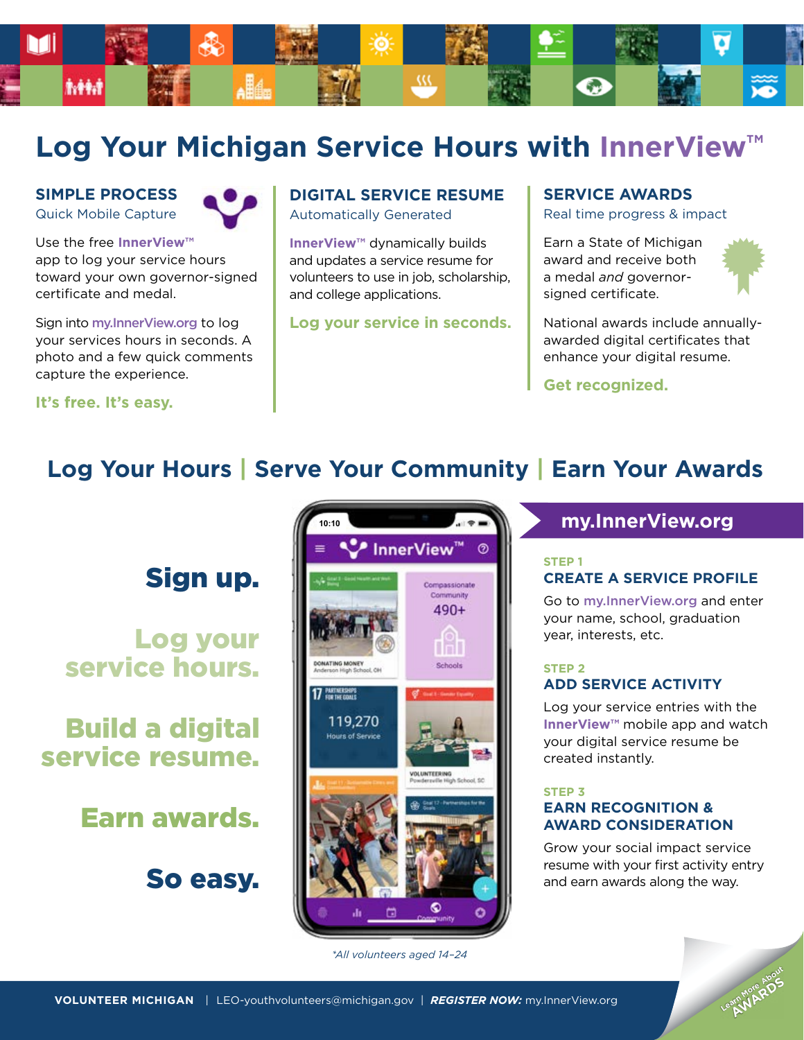# Log Your Michigan Service Hours with InnerView™

## SIMPLE PROCESS

Quick Mobile Capture

Use the free InnerView™ app to log your service hours toward your own governor-signed certificate and medal.

Sign into my.InnerView.org to log your services hours in seconds. A photo and a few quick comments capture the experience.

**It's free. It's easy.**

## DIGITAL SERVICE RESUME

Automatically Generated

InnerView™ dynamically builds and updates a service resume for volunteers to use in job, scholarship, and college applications.

**Log your service in seconds.**

## SERVICE AWARDS

Real time progress & impact

Earn a State of Michigan award and receive both a medal *and* governor-signed certificate.

National awards include annually-awarded digital certificates that enhance your digital resume.

**Get recognized.**

## Log Your Hours | Serve Your Community | Earn Your Awards

**Sign up.**

**Log your service hours.**

**Build a digital service resume.**

**Earn awards.**

**So easy.**

*All volunteers aged 14–24

## my.InnerView.org

STEP 1
### CREATE A SERVICE PROFILE

Go to my.InnerView.org and enter your name, school, graduation year, interests, etc.

STEP 2
### ADD SERVICE ACTIVITY

Log your service entries with the InnerView™ mobile app and watch your digital service resume be created instantly.

STEP 3
### EARN RECOGNITION & AWARD CONSIDERATION

Grow your social impact service resume with your first activity entry and earn awards along the way.

**VOLUNTEER MICHIGAN** | LEO-youthvolunteers@michigan.gov | ***REGISTER NOW:*** my.InnerView.org

Learn More About AWARDS